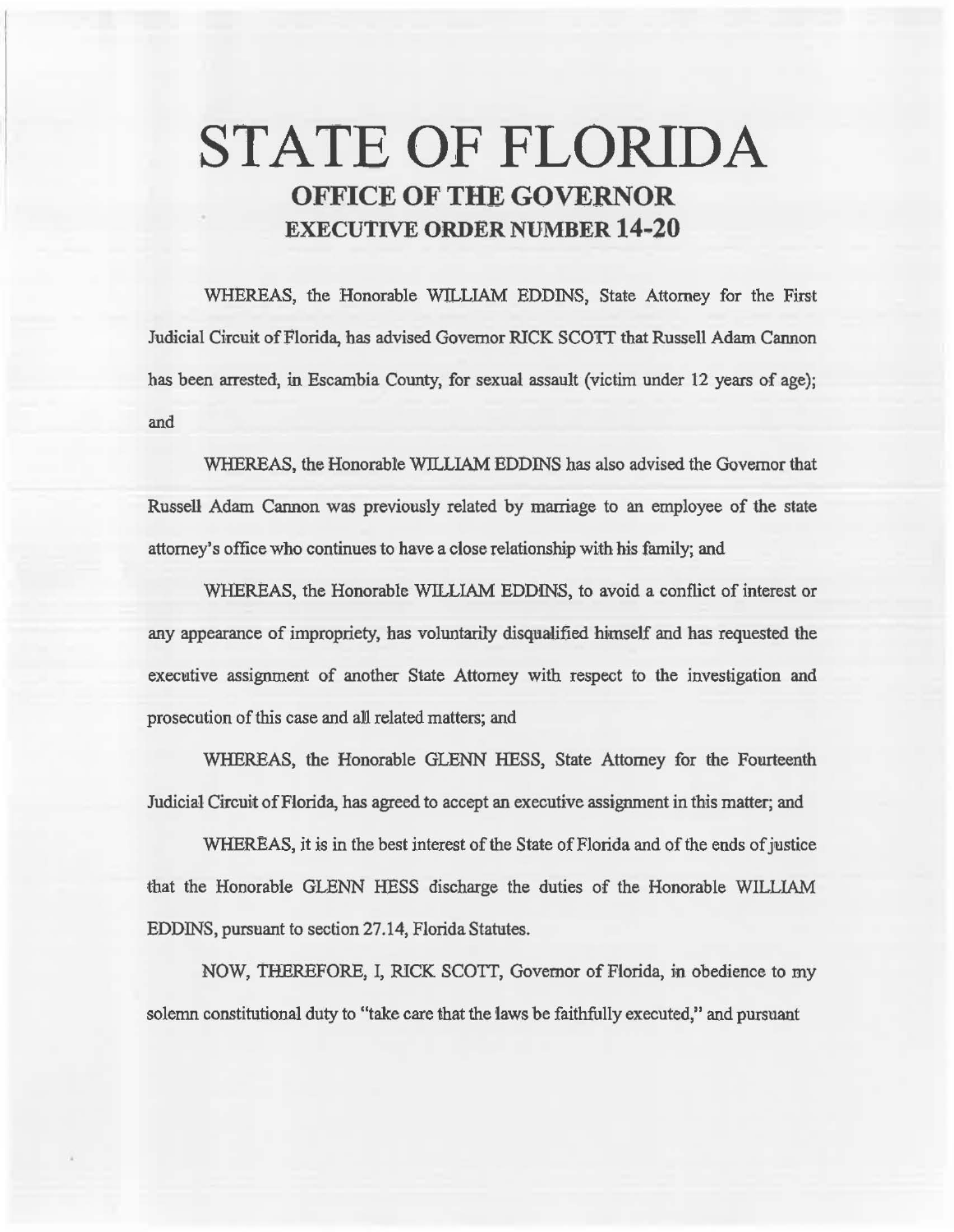# STATE OF FLORIDA
## OFFICE OF THE GOVERNOR
## EXECUTIVE ORDER NUMBER 14-20

WHEREAS, the Honorable WILLIAM EDDINS, State Attorney for the First Judicial Circuit of Florida, has advised Governor RICK SCOTT that Russell Adam Cannon has been arrested, in Escambia County, for sexual assault (victim under 12 years of age); and

WHEREAS, the Honorable WILLIAM EDDINS has also advised the Governor that Russell Adam Cannon was previously related by marriage to an employee of the state attorney's office who continues to have a close relationship with his family; and

WHEREAS, the Honorable WILLIAM EDDINS, to avoid a conflict of interest or any appearance of impropriety, has voluntarily disqualified himself and has requested the executive assignment of another State Attorney with respect to the investigation and prosecution of this case and all related matters; and

WHEREAS, the Honorable GLENN HESS, State Attorney for the Fourteenth Judicial Circuit of Florida, has agreed to accept an executive assignment in this matter; and

WHEREAS, it is in the best interest of the State of Florida and of the ends of justice that the Honorable GLENN HESS discharge the duties of the Honorable WILLIAM EDDINS, pursuant to section 27.14, Florida Statutes.

NOW, THEREFORE, I, RICK SCOTT, Governor of Florida, in obedience to my solemn constitutional duty to "take care that the laws be faithfully executed," and pursuant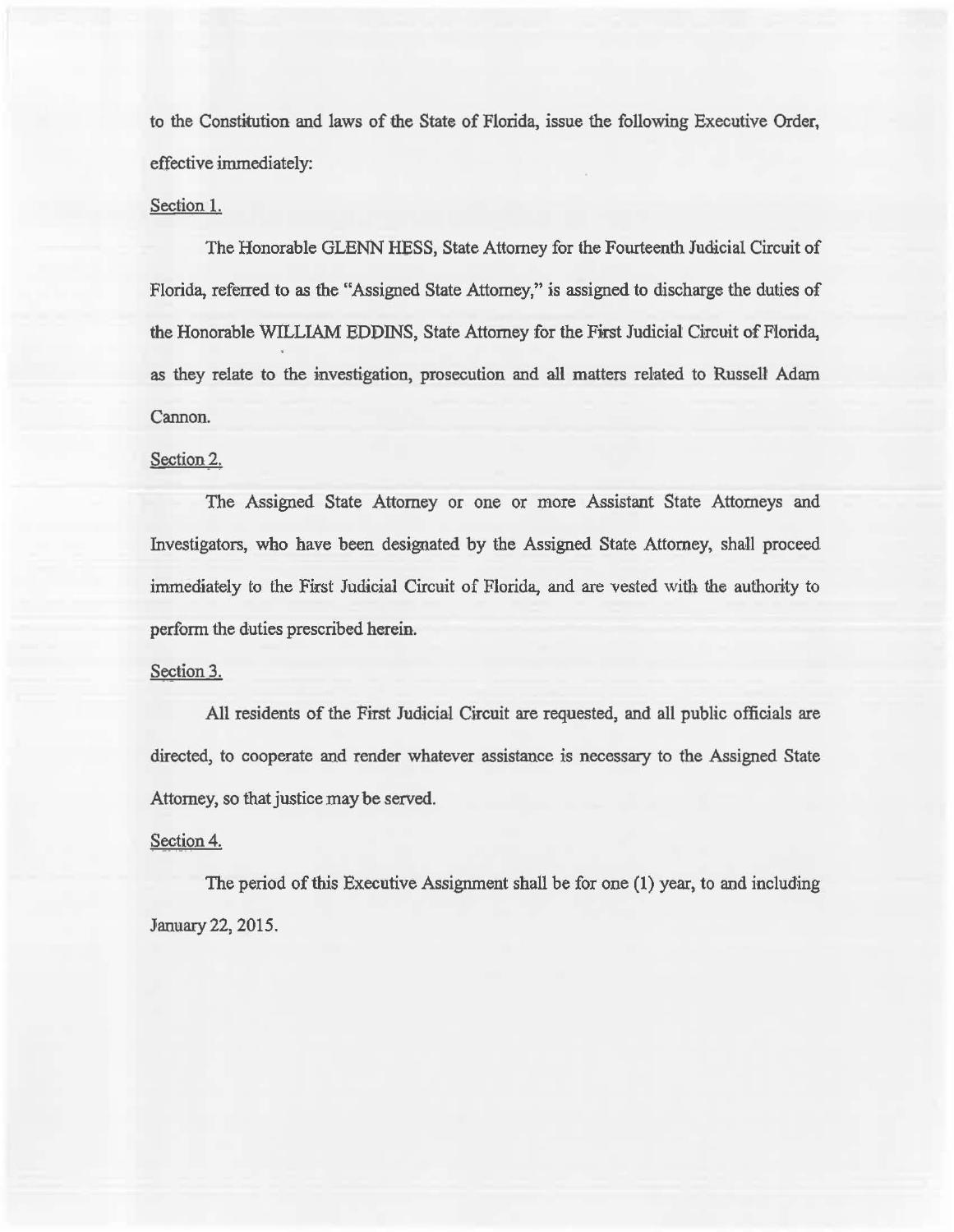to the Constitution and laws of the State of Florida, issue the following Executive Order, effective immediately:

Section 1.

The Honorable GLENN HESS, State Attorney for the Fourteenth Judicial Circuit of Florida, referred to as the "Assigned State Attorney," is assigned to discharge the duties of the Honorable WILLIAM EDDINS, State Attorney for the First Judicial Circuit of Florida, as they relate to the investigation, prosecution and all matters related to Russell Adam Cannon.

Section 2.

The Assigned State Attorney or one or more Assistant State Attorneys and Investigators, who have been designated by the Assigned State Attorney, shall proceed immediately to the First Judicial Circuit of Florida, and are vested with the authority to perform the duties prescribed herein.

Section 3.

All residents of the First Judicial Circuit are requested, and all public officials are directed, to cooperate and render whatever assistance is necessary to the Assigned State Attorney, so that justice may be served.

Section 4.

The period of this Executive Assignment shall be for one (1) year, to and including January 22, 2015.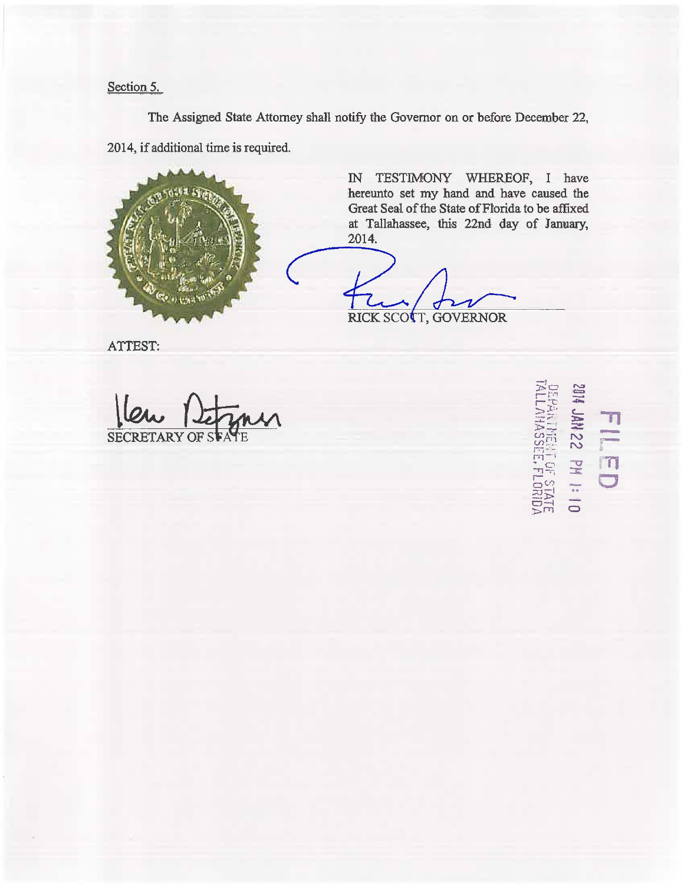Section 5.

The Assigned State Attorney shall notify the Governor on or before December 22, 2014, if additional time is required.

IN TESTIMONY WHEREOF, I have hereunto set my hand and have caused the Great Seal of the State of Florida to be affixed at Tallahassee, this 22nd day of January, 2014.

RICK SCOTT, GOVERNOR

ATTEST:

SECRETARY OF STATE

FILED

2014 JAN 22 PM 1:10

DEPARTMENT OF STATE
TALLAHASSEE, FLORIDA